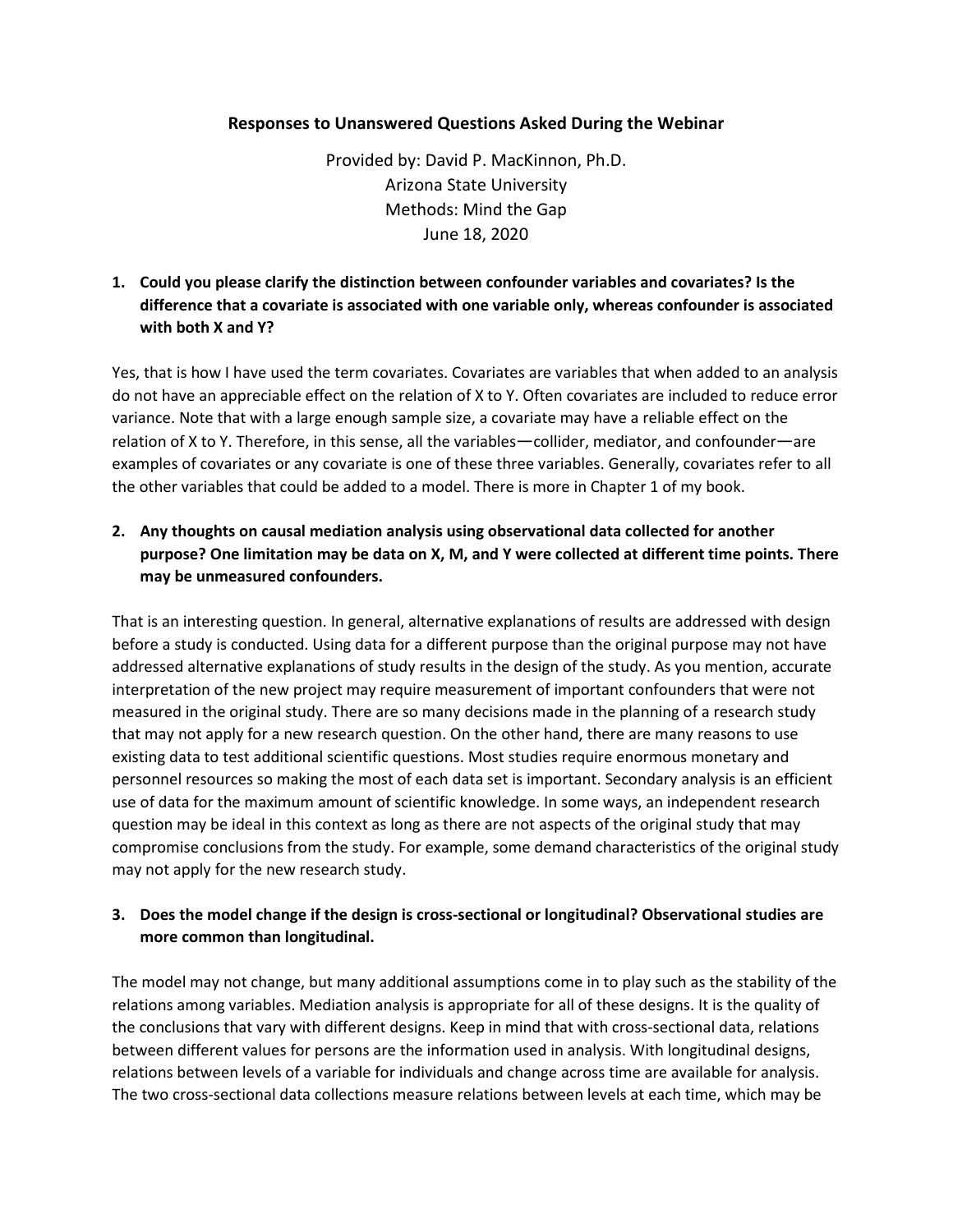# Responses to Unanswered Questions Asked During the Webinar

Provided by: David P. MacKinnon, Ph.D.
Arizona State University
Methods: Mind the Gap
June 18, 2020

**1. Could you please clarify the distinction between confounder variables and covariates? Is the difference that a covariate is associated with one variable only, whereas confounder is associated with both X and Y?**

Yes, that is how I have used the term covariates. Covariates are variables that when added to an analysis do not have an appreciable effect on the relation of X to Y. Often covariates are included to reduce error variance. Note that with a large enough sample size, a covariate may have a reliable effect on the relation of X to Y. Therefore, in this sense, all the variables—collider, mediator, and confounder—are examples of covariates or any covariate is one of these three variables. Generally, covariates refer to all the other variables that could be added to a model. There is more in Chapter 1 of my book.

**2. Any thoughts on causal mediation analysis using observational data collected for another purpose? One limitation may be data on X, M, and Y were collected at different time points. There may be unmeasured confounders.**

That is an interesting question. In general, alternative explanations of results are addressed with design before a study is conducted. Using data for a different purpose than the original purpose may not have addressed alternative explanations of study results in the design of the study. As you mention, accurate interpretation of the new project may require measurement of important confounders that were not measured in the original study. There are so many decisions made in the planning of a research study that may not apply for a new research question. On the other hand, there are many reasons to use existing data to test additional scientific questions. Most studies require enormous monetary and personnel resources so making the most of each data set is important. Secondary analysis is an efficient use of data for the maximum amount of scientific knowledge. In some ways, an independent research question may be ideal in this context as long as there are not aspects of the original study that may compromise conclusions from the study. For example, some demand characteristics of the original study may not apply for the new research study.

**3. Does the model change if the design is cross-sectional or longitudinal? Observational studies are more common than longitudinal.**

The model may not change, but many additional assumptions come in to play such as the stability of the relations among variables. Mediation analysis is appropriate for all of these designs. It is the quality of the conclusions that vary with different designs. Keep in mind that with cross-sectional data, relations between different values for persons are the information used in analysis. With longitudinal designs, relations between levels of a variable for individuals and change across time are available for analysis. The two cross-sectional data collections measure relations between levels at each time, which may be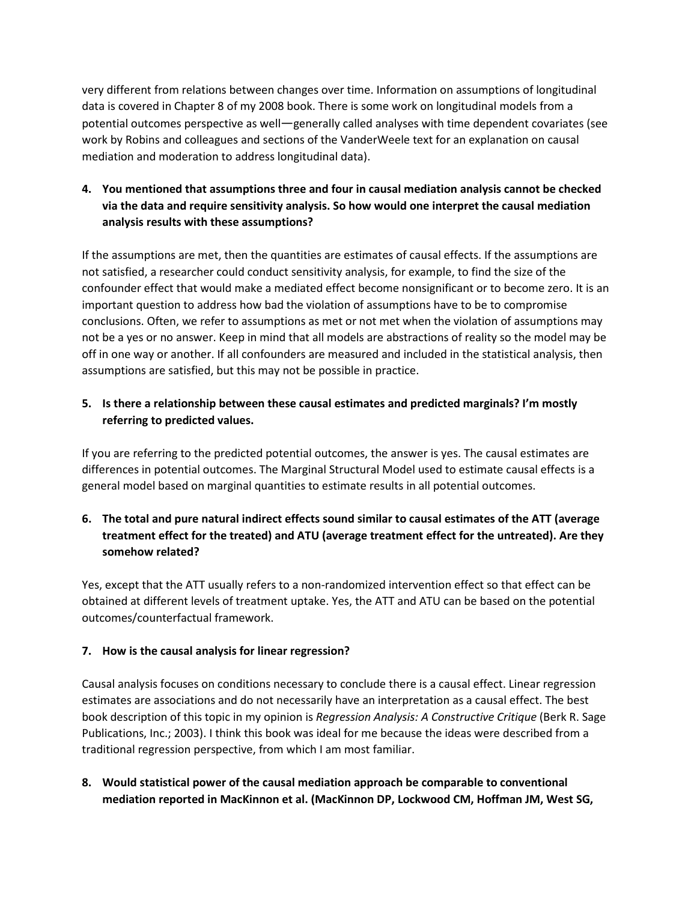very different from relations between changes over time. Information on assumptions of longitudinal data is covered in Chapter 8 of my 2008 book. There is some work on longitudinal models from a potential outcomes perspective as well—generally called analyses with time dependent covariates (see work by Robins and colleagues and sections of the VanderWeele text for an explanation on causal mediation and moderation to address longitudinal data).

4. **You mentioned that assumptions three and four in causal mediation analysis cannot be checked via the data and require sensitivity analysis. So how would one interpret the causal mediation analysis results with these assumptions?**

If the assumptions are met, then the quantities are estimates of causal effects. If the assumptions are not satisfied, a researcher could conduct sensitivity analysis, for example, to find the size of the confounder effect that would make a mediated effect become nonsignificant or to become zero. It is an important question to address how bad the violation of assumptions have to be to compromise conclusions. Often, we refer to assumptions as met or not met when the violation of assumptions may not be a yes or no answer. Keep in mind that all models are abstractions of reality so the model may be off in one way or another. If all confounders are measured and included in the statistical analysis, then assumptions are satisfied, but this may not be possible in practice.

5. **Is there a relationship between these causal estimates and predicted marginals? I'm mostly referring to predicted values.**

If you are referring to the predicted potential outcomes, the answer is yes. The causal estimates are differences in potential outcomes. The Marginal Structural Model used to estimate causal effects is a general model based on marginal quantities to estimate results in all potential outcomes.

6. **The total and pure natural indirect effects sound similar to causal estimates of the ATT (average treatment effect for the treated) and ATU (average treatment effect for the untreated). Are they somehow related?**

Yes, except that the ATT usually refers to a non-randomized intervention effect so that effect can be obtained at different levels of treatment uptake. Yes, the ATT and ATU can be based on the potential outcomes/counterfactual framework.

7. **How is the causal analysis for linear regression?**

Causal analysis focuses on conditions necessary to conclude there is a causal effect. Linear regression estimates are associations and do not necessarily have an interpretation as a causal effect. The best book description of this topic in my opinion is *Regression Analysis: A Constructive Critique* (Berk R. Sage Publications, Inc.; 2003). I think this book was ideal for me because the ideas were described from a traditional regression perspective, from which I am most familiar.

8. **Would statistical power of the causal mediation approach be comparable to conventional mediation reported in MacKinnon et al. (MacKinnon DP, Lockwood CM, Hoffman JM, West SG,**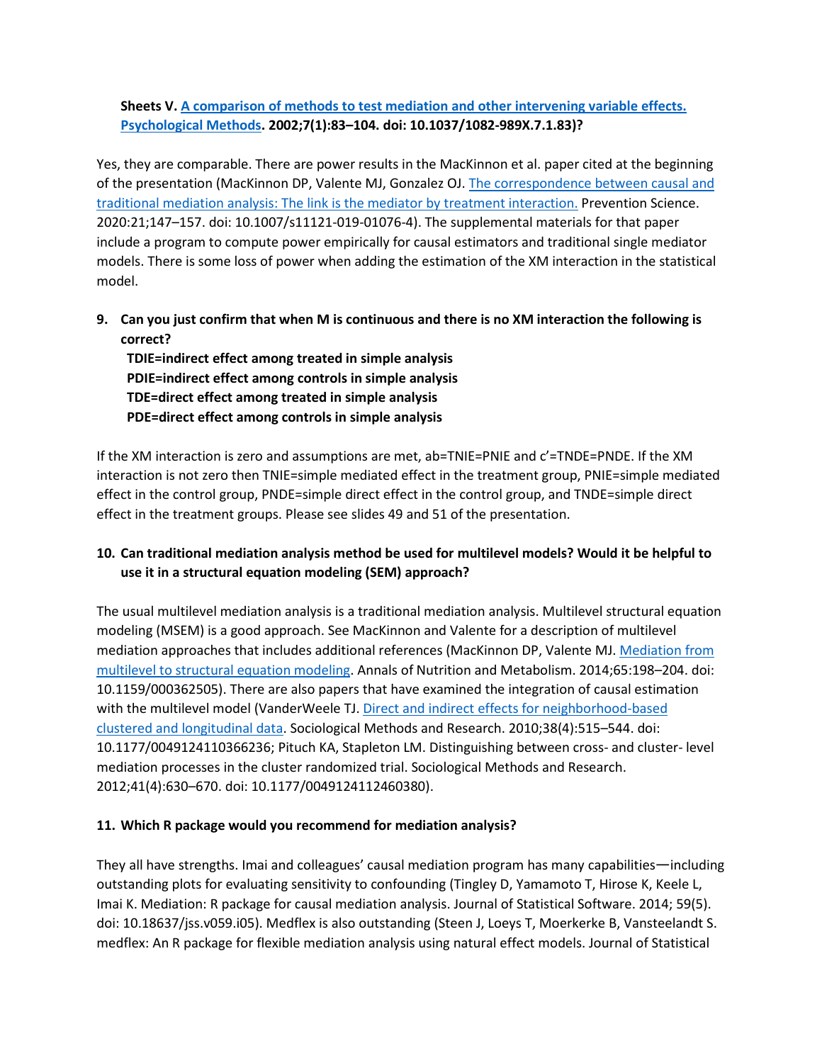**Sheets V. [A comparison of methods to test mediation and other intervening variable effects. Psychological Methods](). 2002;7(1):83–104. doi: 10.1037/1082-989X.7.1.83)?**

Yes, they are comparable. There are power results in the MacKinnon et al. paper cited at the beginning of the presentation (MacKinnon DP, Valente MJ, Gonzalez OJ. [The correspondence between causal and traditional mediation analysis: The link is the mediator by treatment interaction.]() Prevention Science. 2020:21;147–157. doi: 10.1007/s11121-019-01076-4). The supplemental materials for that paper include a program to compute power empirically for causal estimators and traditional single mediator models. There is some loss of power when adding the estimation of the XM interaction in the statistical model.

9. **Can you just confirm that when M is continuous and there is no XM interaction the following is correct?**
   **TDIE=indirect effect among treated in simple analysis**
   **PDIE=indirect effect among controls in simple analysis**
   **TDE=direct effect among treated in simple analysis**
   **PDE=direct effect among controls in simple analysis**

If the XM interaction is zero and assumptions are met, ab=TNIE=PNIE and c'=TNDE=PNDE. If the XM interaction is not zero then TNIE=simple mediated effect in the treatment group, PNIE=simple mediated effect in the control group, PNDE=simple direct effect in the control group, and TNDE=simple direct effect in the treatment groups. Please see slides 49 and 51 of the presentation.

10. **Can traditional mediation analysis method be used for multilevel models? Would it be helpful to use it in a structural equation modeling (SEM) approach?**

The usual multilevel mediation analysis is a traditional mediation analysis. Multilevel structural equation modeling (MSEM) is a good approach. See MacKinnon and Valente for a description of multilevel mediation approaches that includes additional references (MacKinnon DP, Valente MJ. [Mediation from multilevel to structural equation modeling](). Annals of Nutrition and Metabolism. 2014;65:198–204. doi: 10.1159/000362505). There are also papers that have examined the integration of causal estimation with the multilevel model (VanderWeele TJ. [Direct and indirect effects for neighborhood-based clustered and longitudinal data](). Sociological Methods and Research. 2010;38(4):515–544. doi: 10.1177/0049124110366236; Pituch KA, Stapleton LM. Distinguishing between cross- and cluster- level mediation processes in the cluster randomized trial. Sociological Methods and Research. 2012;41(4):630–670. doi: 10.1177/0049124112460380).

11. **Which R package would you recommend for mediation analysis?**

They all have strengths. Imai and colleagues' causal mediation program has many capabilities—including outstanding plots for evaluating sensitivity to confounding (Tingley D, Yamamoto T, Hirose K, Keele L, Imai K. Mediation: R package for causal mediation analysis. Journal of Statistical Software. 2014; 59(5). doi: 10.18637/jss.v059.i05). Medflex is also outstanding (Steen J, Loeys T, Moerkerke B, Vansteelandt S. medflex: An R package for flexible mediation analysis using natural effect models. Journal of Statistical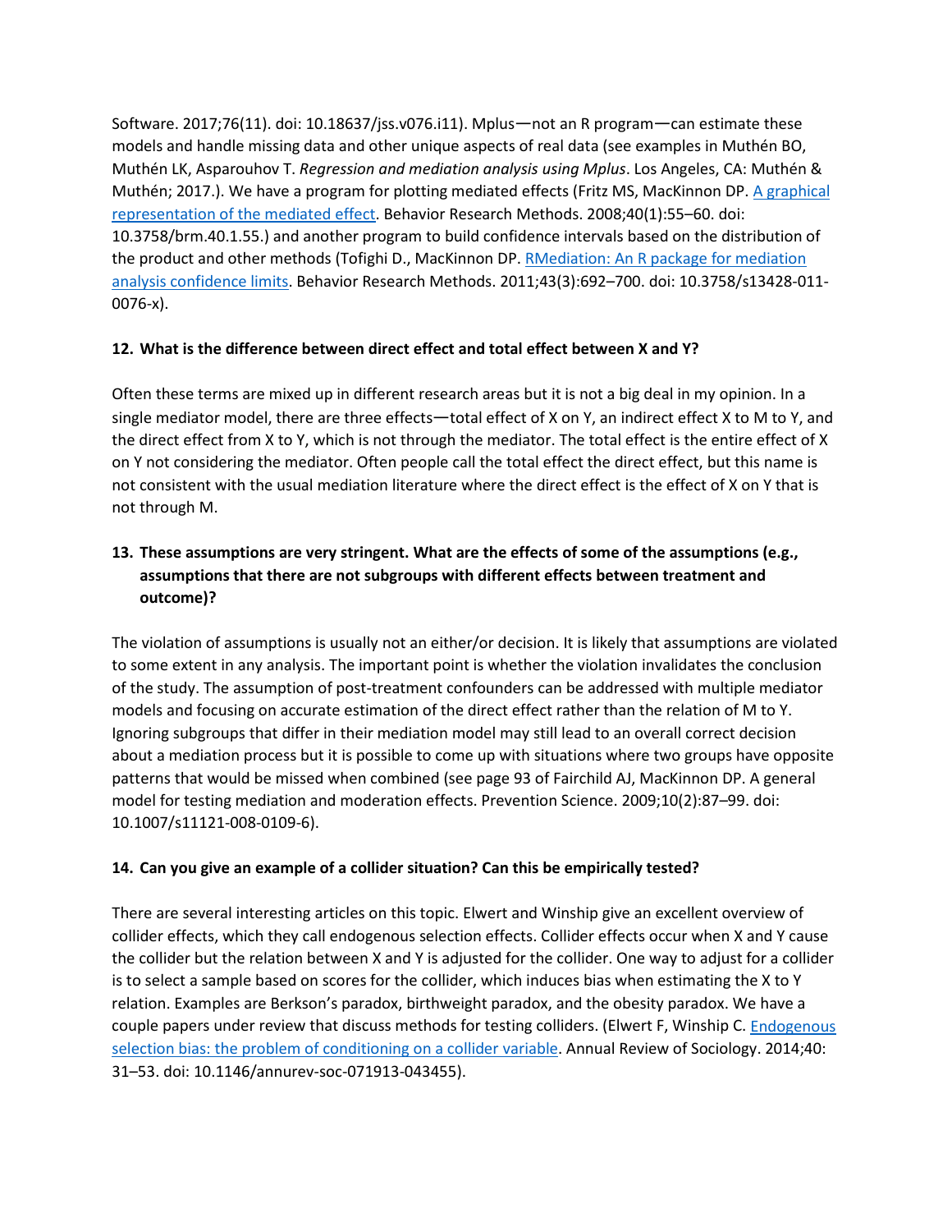Software. 2017;76(11). doi: 10.18637/jss.v076.i11). Mplus—not an R program—can estimate these models and handle missing data and other unique aspects of real data (see examples in Muthén BO, Muthén LK, Asparouhov T. *Regression and mediation analysis using Mplus*. Los Angeles, CA: Muthén & Muthén; 2017.). We have a program for plotting mediated effects (Fritz MS, MacKinnon DP. [A graphical representation of the mediated effect](). Behavior Research Methods. 2008;40(1):55–60. doi: 10.3758/brm.40.1.55.) and another program to build confidence intervals based on the distribution of the product and other methods (Tofighi D., MacKinnon DP. [RMediation: An R package for mediation analysis confidence limits](). Behavior Research Methods. 2011;43(3):692–700. doi: 10.3758/s13428-011-0076-x).

**12. What is the difference between direct effect and total effect between X and Y?**

Often these terms are mixed up in different research areas but it is not a big deal in my opinion. In a single mediator model, there are three effects—total effect of X on Y, an indirect effect X to M to Y, and the direct effect from X to Y, which is not through the mediator. The total effect is the entire effect of X on Y not considering the mediator. Often people call the total effect the direct effect, but this name is not consistent with the usual mediation literature where the direct effect is the effect of X on Y that is not through M.

**13. These assumptions are very stringent. What are the effects of some of the assumptions (e.g., assumptions that there are not subgroups with different effects between treatment and outcome)?**

The violation of assumptions is usually not an either/or decision. It is likely that assumptions are violated to some extent in any analysis. The important point is whether the violation invalidates the conclusion of the study. The assumption of post-treatment confounders can be addressed with multiple mediator models and focusing on accurate estimation of the direct effect rather than the relation of M to Y. Ignoring subgroups that differ in their mediation model may still lead to an overall correct decision about a mediation process but it is possible to come up with situations where two groups have opposite patterns that would be missed when combined (see page 93 of Fairchild AJ, MacKinnon DP. A general model for testing mediation and moderation effects. Prevention Science. 2009;10(2):87–99. doi: 10.1007/s11121-008-0109-6).

**14. Can you give an example of a collider situation? Can this be empirically tested?**

There are several interesting articles on this topic. Elwert and Winship give an excellent overview of collider effects, which they call endogenous selection effects. Collider effects occur when X and Y cause the collider but the relation between X and Y is adjusted for the collider. One way to adjust for a collider is to select a sample based on scores for the collider, which induces bias when estimating the X to Y relation. Examples are Berkson's paradox, birthweight paradox, and the obesity paradox. We have a couple papers under review that discuss methods for testing colliders. (Elwert F, Winship C. [Endogenous selection bias: the problem of conditioning on a collider variable](). Annual Review of Sociology. 2014;40: 31–53. doi: 10.1146/annurev-soc-071913-043455).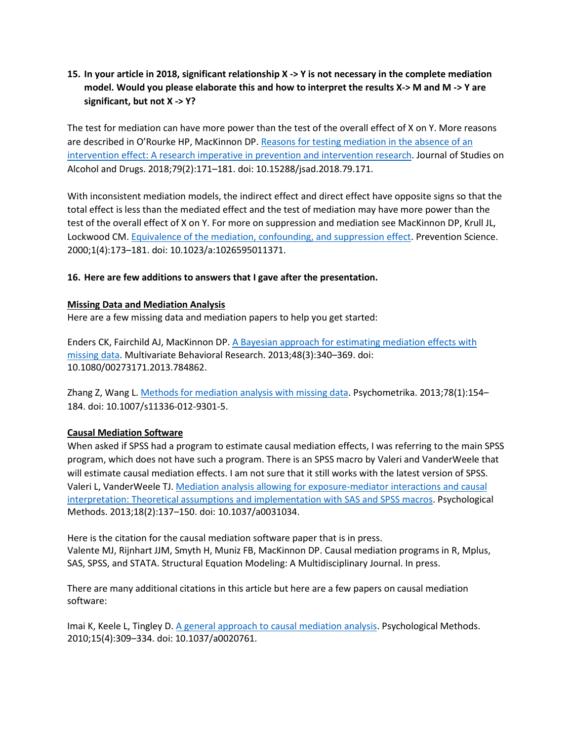**15. In your article in 2018, significant relationship X -> Y is not necessary in the complete mediation model. Would you please elaborate this and how to interpret the results X-> M and M -> Y are significant, but not X -> Y?**

The test for mediation can have more power than the test of the overall effect of X on Y. More reasons are described in O'Rourke HP, MacKinnon DP. [Reasons for testing mediation in the absence of an intervention effect: A research imperative in prevention and intervention research](). Journal of Studies on Alcohol and Drugs. 2018;79(2):171–181. doi: 10.15288/jsad.2018.79.171.

With inconsistent mediation models, the indirect effect and direct effect have opposite signs so that the total effect is less than the mediated effect and the test of mediation may have more power than the test of the overall effect of X on Y. For more on suppression and mediation see MacKinnon DP, Krull JL, Lockwood CM. [Equivalence of the mediation, confounding, and suppression effect](). Prevention Science. 2000;1(4):173–181. doi: 10.1023/a:1026595011371.

**16. Here are few additions to answers that I gave after the presentation.**

**<u>Missing Data and Mediation Analysis</u>**

Here are a few missing data and mediation papers to help you get started:

Enders CK, Fairchild AJ, MacKinnon DP. [A Bayesian approach for estimating mediation effects with missing data](). Multivariate Behavioral Research. 2013;48(3):340–369. doi: 10.1080/00273171.2013.784862.

Zhang Z, Wang L. [Methods for mediation analysis with missing data](). Psychometrika. 2013;78(1):154–184. doi: 10.1007/s11336-012-9301-5.

**<u>Causal Mediation Software</u>**

When asked if SPSS had a program to estimate causal mediation effects, I was referring to the main SPSS program, which does not have such a program. There is an SPSS macro by Valeri and VanderWeele that will estimate causal mediation effects. I am not sure that it still works with the latest version of SPSS. Valeri L, VanderWeele TJ. [Mediation analysis allowing for exposure-mediator interactions and causal interpretation: Theoretical assumptions and implementation with SAS and SPSS macros](). Psychological Methods. 2013;18(2):137–150. doi: 10.1037/a0031034.

Here is the citation for the causal mediation software paper that is in press.
Valente MJ, Rijnhart JJM, Smyth H, Muniz FB, MacKinnon DP. Causal mediation programs in R, Mplus, SAS, SPSS, and STATA. Structural Equation Modeling: A Multidisciplinary Journal. In press.

There are many additional citations in this article but here are a few papers on causal mediation software:

Imai K, Keele L, Tingley D. [A general approach to causal mediation analysis](). Psychological Methods. 2010;15(4):309–334. doi: 10.1037/a0020761.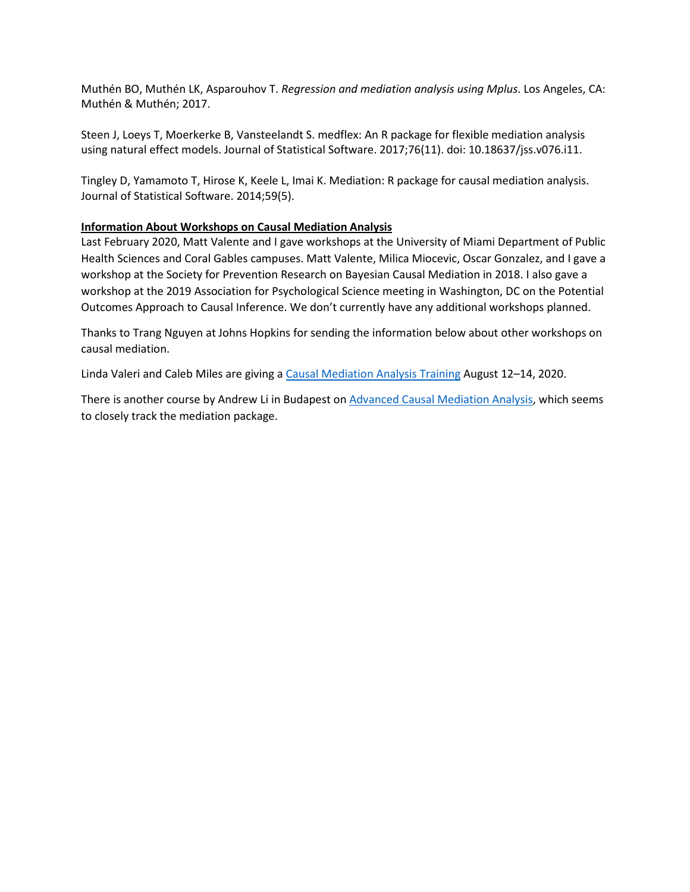Muthén BO, Muthén LK, Asparouhov T. *Regression and mediation analysis using Mplus*. Los Angeles, CA: Muthén & Muthén; 2017.

Steen J, Loeys T, Moerkerke B, Vansteelandt S. medflex: An R package for flexible mediation analysis using natural effect models. Journal of Statistical Software. 2017;76(11). doi: 10.18637/jss.v076.i11.

Tingley D, Yamamoto T, Hirose K, Keele L, Imai K. Mediation: R package for causal mediation analysis. Journal of Statistical Software. 2014;59(5).

**Information About Workshops on Causal Mediation Analysis**

Last February 2020, Matt Valente and I gave workshops at the University of Miami Department of Public Health Sciences and Coral Gables campuses. Matt Valente, Milica Miocevic, Oscar Gonzalez, and I gave a workshop at the Society for Prevention Research on Bayesian Causal Mediation in 2018. I also gave a workshop at the 2019 Association for Psychological Science meeting in Washington, DC on the Potential Outcomes Approach to Causal Inference. We don't currently have any additional workshops planned.

Thanks to Trang Nguyen at Johns Hopkins for sending the information below about other workshops on causal mediation.

Linda Valeri and Caleb Miles are giving a Causal Mediation Analysis Training August 12–14, 2020.

There is another course by Andrew Li in Budapest on Advanced Causal Mediation Analysis, which seems to closely track the mediation package.